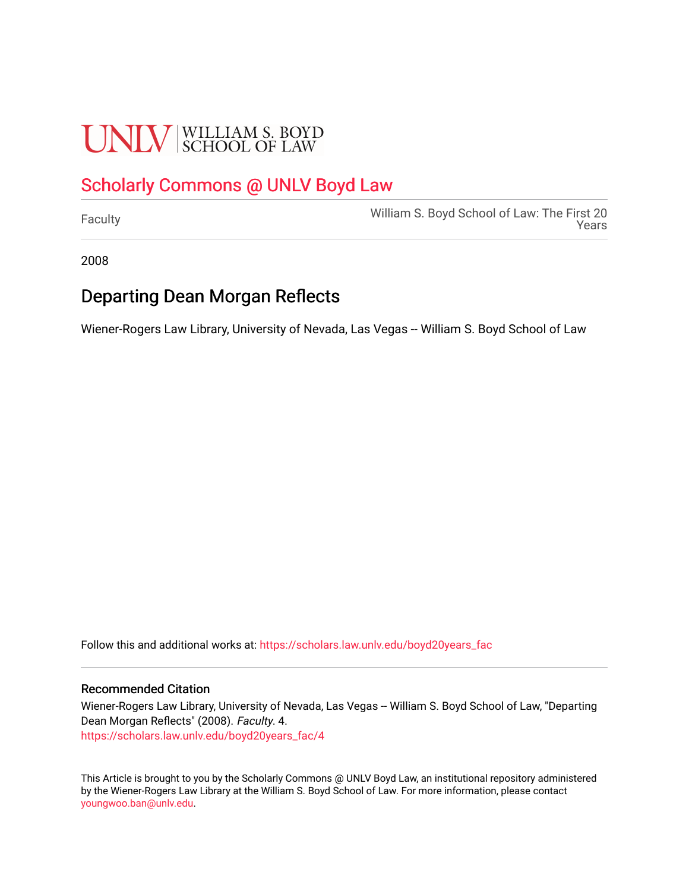UNLV | WILLIAM S. BOYD SCHOOL OF LAW

## Scholarly Commons @ UNLV Boyd Law

Faculty

William S. Boyd School of Law: The First 20 Years

2008

# Departing Dean Morgan Reflects

Wiener-Rogers Law Library, University of Nevada, Las Vegas -- William S. Boyd School of Law

Follow this and additional works at: https://scholars.law.unlv.edu/boyd20years_fac

### Recommended Citation

Wiener-Rogers Law Library, University of Nevada, Las Vegas -- William S. Boyd School of Law, "Departing Dean Morgan Reflects" (2008). *Faculty*. 4.
https://scholars.law.unlv.edu/boyd20years_fac/4

This Article is brought to you by the Scholarly Commons @ UNLV Boyd Law, an institutional repository administered by the Wiener-Rogers Law Library at the William S. Boyd School of Law. For more information, please contact youngwoo.ban@unlv.edu.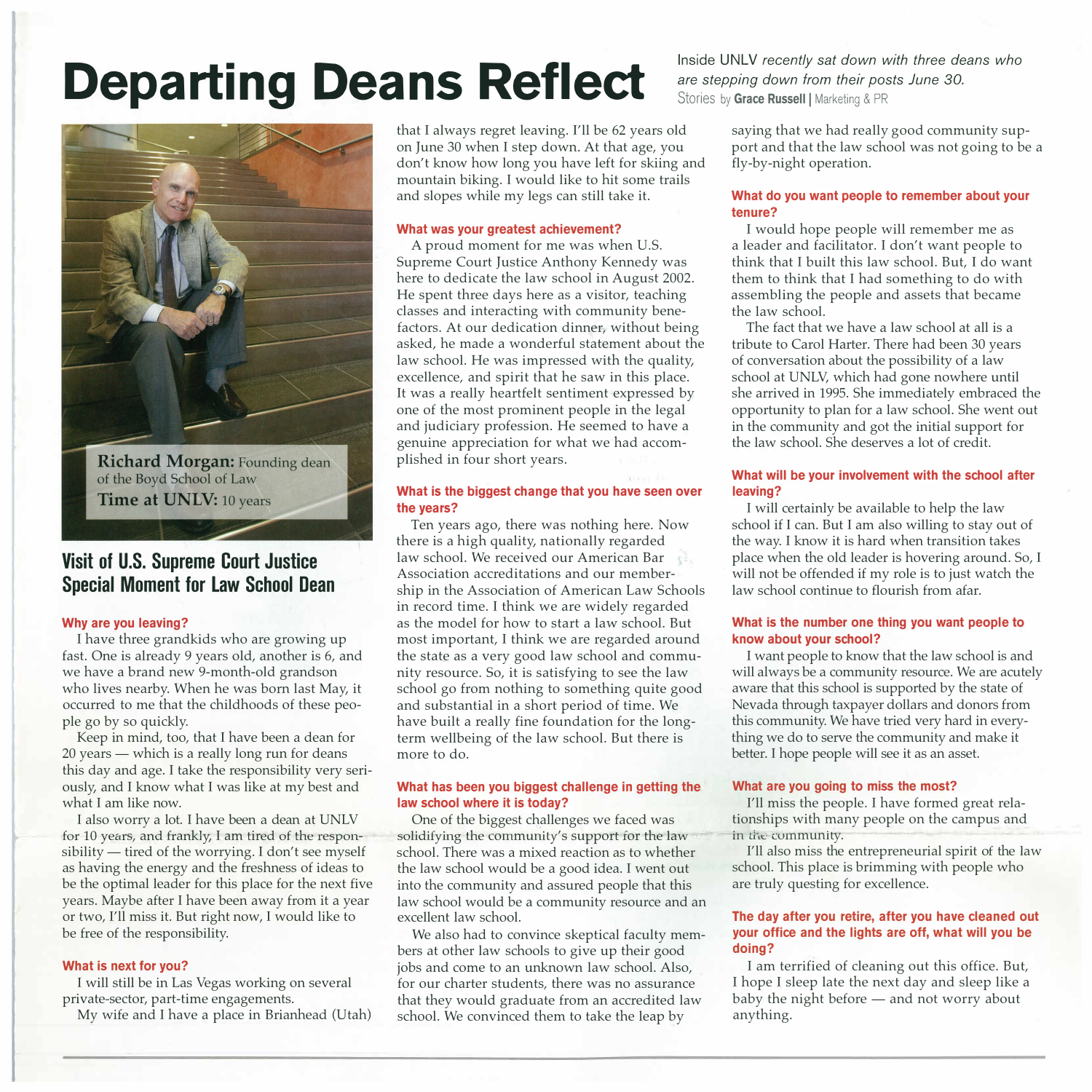# Departing Deans Reflect

*Inside UNLV recently sat down with three deans who are stepping down from their posts June 30.*
Stories by **Grace Russell** | Marketing & PR

**Richard Morgan:** Founding dean of the Boyd School of Law
**Time at UNLV:** 10 years

## Visit of U.S. Supreme Court Justice Special Moment for Law School Dean

### Why are you leaving?

I have three grandkids who are growing up fast. One is already 9 years old, another is 6, and we have a brand new 9-month-old grandson who lives nearby. When he was born last May, it occurred to me that the childhoods of these people go by so quickly.

Keep in mind, too, that I have been a dean for 20 years — which is a really long run for deans this day and age. I take the responsibility very seriously, and I know what I was like at my best and what I am like now.

I also worry a lot. I have been a dean at UNLV for 10 years, and frankly, I am tired of the responsibility — tired of the worrying. I don't see myself as having the energy and the freshness of ideas to be the optimal leader for this place for the next five years. Maybe after I have been away from it a year or two, I'll miss it. But right now, I would like to be free of the responsibility.

### What is next for you?

I will still be in Las Vegas working on several private-sector, part-time engagements.

My wife and I have a place in Brianhead (Utah) that I always regret leaving. I'll be 62 years old on June 30 when I step down. At that age, you don't know how long you have left for skiing and mountain biking. I would like to hit some trails and slopes while my legs can still take it.

### What was your greatest achievement?

A proud moment for me was when U.S. Supreme Court Justice Anthony Kennedy was here to dedicate the law school in August 2002. He spent three days here as a visitor, teaching classes and interacting with community benefactors. At our dedication dinner, without being asked, he made a wonderful statement about the law school. He was impressed with the quality, excellence, and spirit that he saw in this place. It was a really heartfelt sentiment expressed by one of the most prominent people in the legal and judiciary profession. He seemed to have a genuine appreciation for what we had accomplished in four short years.

### What is the biggest change that you have seen over the years?

Ten years ago, there was nothing here. Now there is a high quality, nationally regarded law school. We received our American Bar Association accreditations and our membership in the Association of American Law Schools in record time. I think we are widely regarded as the model for how to start a law school. But most important, I think we are regarded around the state as a very good law school and community resource. So, it is satisfying to see the law school go from nothing to something quite good and substantial in a short period of time. We have built a really fine foundation for the long-term wellbeing of the law school. But there is more to do.

### What has been you biggest challenge in getting the law school where it is today?

One of the biggest challenges we faced was solidifying the community's support for the law school. There was a mixed reaction as to whether the law school would be a good idea. I went out into the community and assured people that this law school would be a community resource and an excellent law school.

We also had to convince skeptical faculty members at other law schools to give up their good jobs and come to an unknown law school. Also, for our charter students, there was no assurance that they would graduate from an accredited law school. We convinced them to take the leap by saying that we had really good community support and that the law school was not going to be a fly-by-night operation.

### What do you want people to remember about your tenure?

I would hope people will remember me as a leader and facilitator. I don't want people to think that I built this law school. But, I do want them to think that I had something to do with assembling the people and assets that became the law school.

The fact that we have a law school at all is a tribute to Carol Harter. There had been 30 years of conversation about the possibility of a law school at UNLV, which had gone nowhere until she arrived in 1995. She immediately embraced the opportunity to plan for a law school. She went out in the community and got the initial support for the law school. She deserves a lot of credit.

### What will be your involvement with the school after leaving?

I will certainly be available to help the law school if I can. But I am also willing to stay out of the way. I know it is hard when transition takes place when the old leader is hovering around. So, I will not be offended if my role is to just watch the law school continue to flourish from afar.

### What is the number one thing you want people to know about your school?

I want people to know that the law school is and will always be a community resource. We are acutely aware that this school is supported by the state of Nevada through taxpayer dollars and donors from this community. We have tried very hard in everything we do to serve the community and make it better. I hope people will see it as an asset.

### What are you going to miss the most?

I'll miss the people. I have formed great relationships with many people on the campus and in the community.

I'll also miss the entrepreneurial spirit of the law school. This place is brimming with people who are truly questing for excellence.

### The day after you retire, after you have cleaned out your office and the lights are off, what will you be doing?

I am terrified of cleaning out this office. But, I hope I sleep late the next day and sleep like a baby the night before — and not worry about anything.